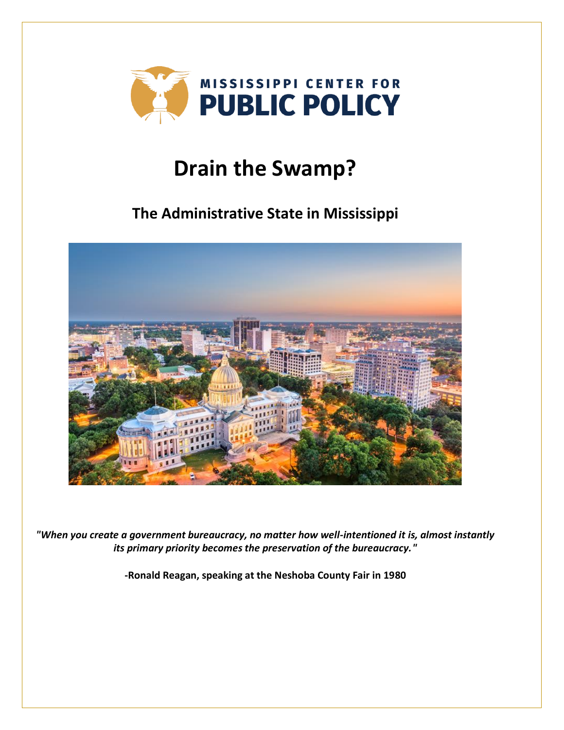MISSISSIPPI CENTER FOR PUBLIC POLICY

# Drain the Swamp?

## The Administrative State in Mississippi

***"When you create a government bureaucracy, no matter how well-intentioned it is, almost instantly its primary priority becomes the preservation of the bureaucracy."***

**-Ronald Reagan, speaking at the Neshoba County Fair in 1980**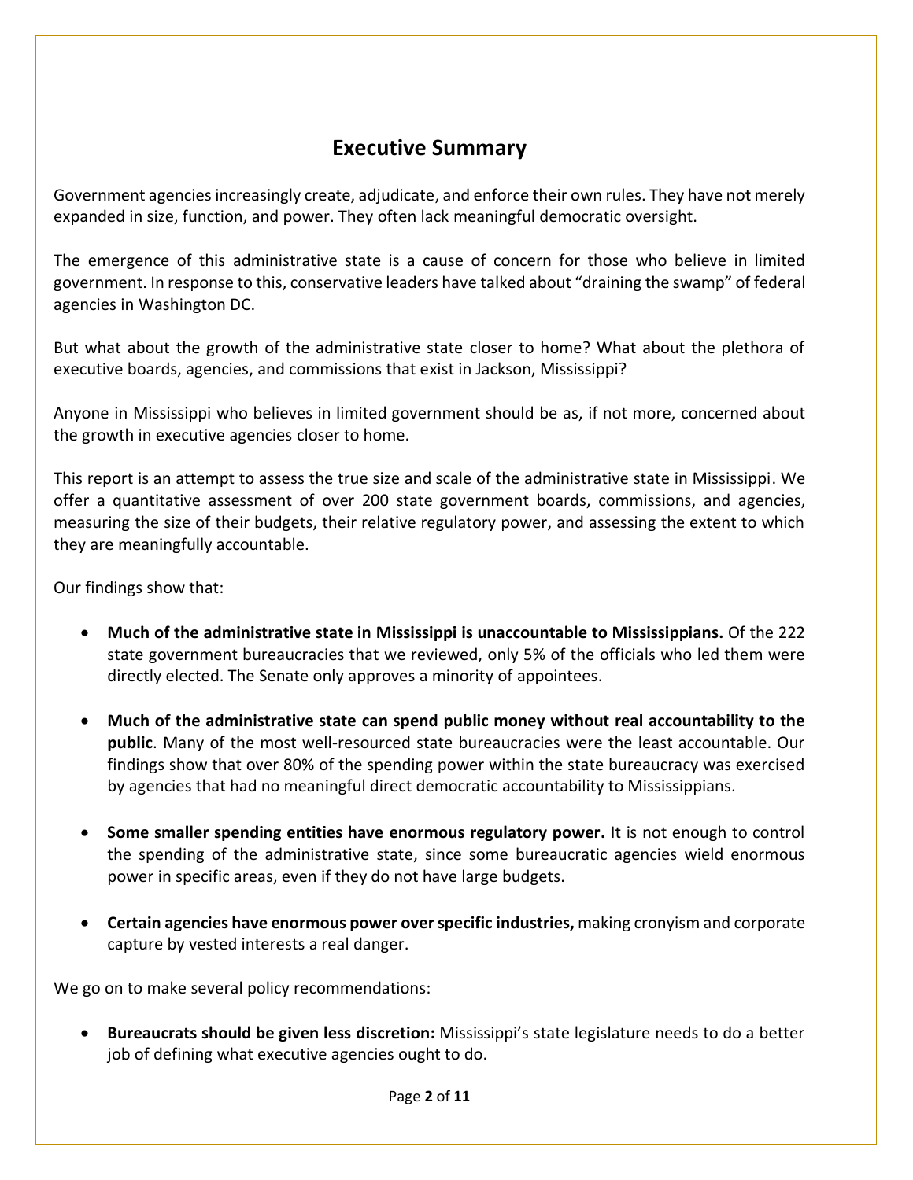## Executive Summary

Government agencies increasingly create, adjudicate, and enforce their own rules. They have not merely expanded in size, function, and power. They often lack meaningful democratic oversight.

The emergence of this administrative state is a cause of concern for those who believe in limited government. In response to this, conservative leaders have talked about "draining the swamp" of federal agencies in Washington DC.

But what about the growth of the administrative state closer to home? What about the plethora of executive boards, agencies, and commissions that exist in Jackson, Mississippi?

Anyone in Mississippi who believes in limited government should be as, if not more, concerned about the growth in executive agencies closer to home.

This report is an attempt to assess the true size and scale of the administrative state in Mississippi. We offer a quantitative assessment of over 200 state government boards, commissions, and agencies, measuring the size of their budgets, their relative regulatory power, and assessing the extent to which they are meaningfully accountable.

Our findings show that:

- **Much of the administrative state in Mississippi is unaccountable to Mississippians.** Of the 222 state government bureaucracies that we reviewed, only 5% of the officials who led them were directly elected. The Senate only approves a minority of appointees.
- **Much of the administrative state can spend public money without real accountability to the public**. Many of the most well-resourced state bureaucracies were the least accountable. Our findings show that over 80% of the spending power within the state bureaucracy was exercised by agencies that had no meaningful direct democratic accountability to Mississippians.
- **Some smaller spending entities have enormous regulatory power.** It is not enough to control the spending of the administrative state, since some bureaucratic agencies wield enormous power in specific areas, even if they do not have large budgets.
- **Certain agencies have enormous power over specific industries,** making cronyism and corporate capture by vested interests a real danger.

We go on to make several policy recommendations:

- **Bureaucrats should be given less discretion:** Mississippi's state legislature needs to do a better job of defining what executive agencies ought to do.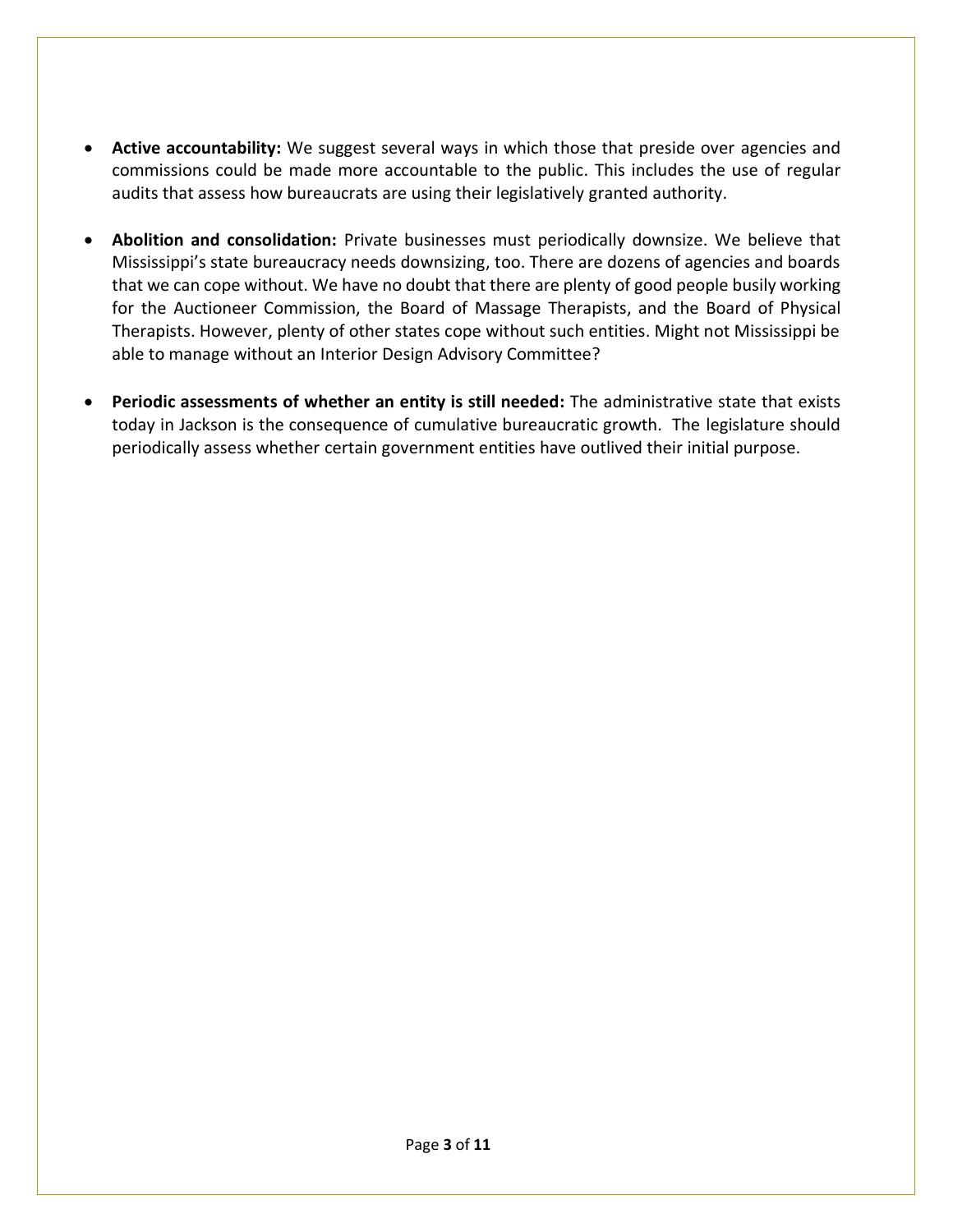- **Active accountability:** We suggest several ways in which those that preside over agencies and commissions could be made more accountable to the public. This includes the use of regular audits that assess how bureaucrats are using their legislatively granted authority.

- **Abolition and consolidation:** Private businesses must periodically downsize. We believe that Mississippi's state bureaucracy needs downsizing, too. There are dozens of agencies and boards that we can cope without. We have no doubt that there are plenty of good people busily working for the Auctioneer Commission, the Board of Massage Therapists, and the Board of Physical Therapists. However, plenty of other states cope without such entities. Might not Mississippi be able to manage without an Interior Design Advisory Committee?

- **Periodic assessments of whether an entity is still needed:** The administrative state that exists today in Jackson is the consequence of cumulative bureaucratic growth. The legislature should periodically assess whether certain government entities have outlived their initial purpose.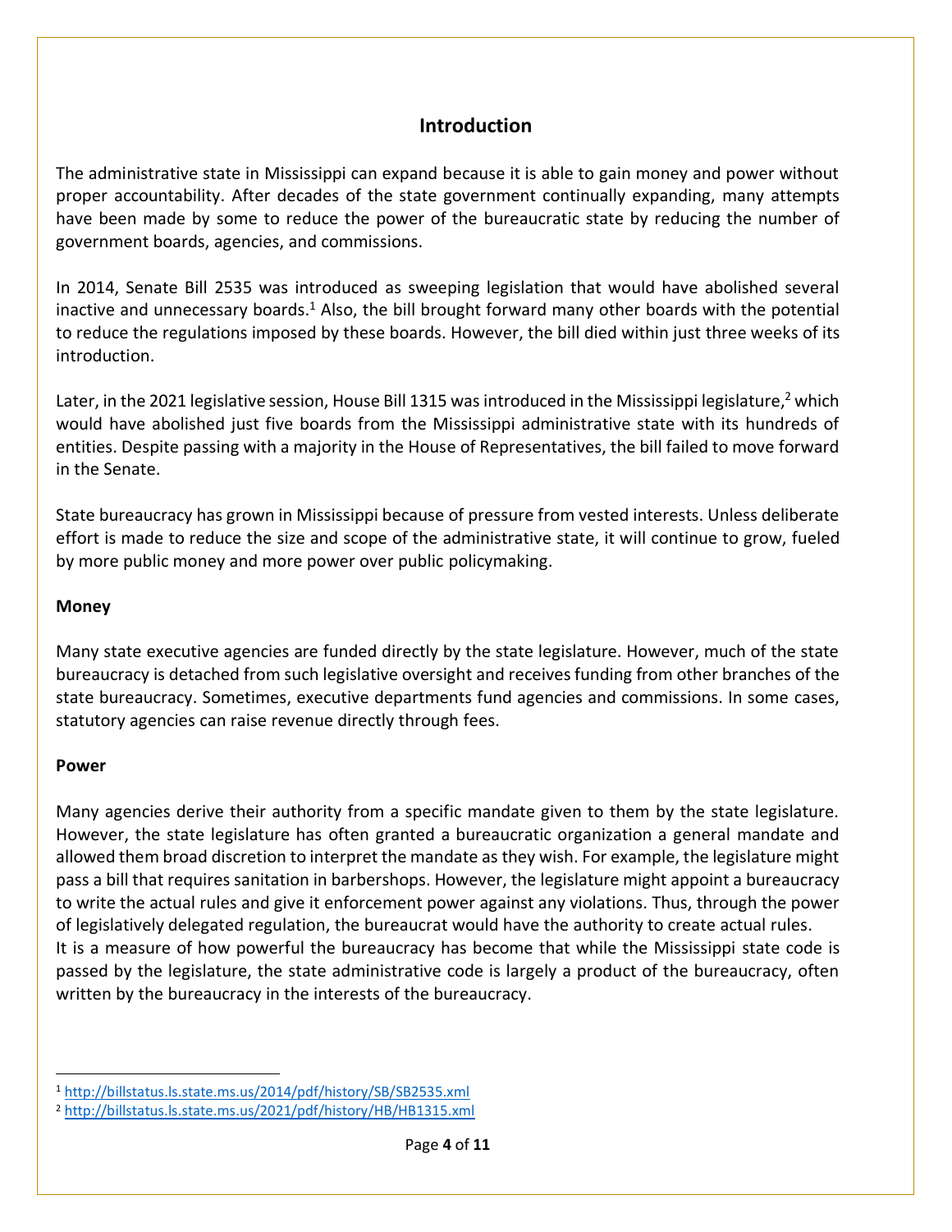## Introduction

The administrative state in Mississippi can expand because it is able to gain money and power without proper accountability. After decades of the state government continually expanding, many attempts have been made by some to reduce the power of the bureaucratic state by reducing the number of government boards, agencies, and commissions.

In 2014, Senate Bill 2535 was introduced as sweeping legislation that would have abolished several inactive and unnecessary boards.[1] Also, the bill brought forward many other boards with the potential to reduce the regulations imposed by these boards. However, the bill died within just three weeks of its introduction.

Later, in the 2021 legislative session, House Bill 1315 was introduced in the Mississippi legislature,[2] which would have abolished just five boards from the Mississippi administrative state with its hundreds of entities. Despite passing with a majority in the House of Representatives, the bill failed to move forward in the Senate.

State bureaucracy has grown in Mississippi because of pressure from vested interests. Unless deliberate effort is made to reduce the size and scope of the administrative state, it will continue to grow, fueled by more public money and more power over public policymaking.

### Money

Many state executive agencies are funded directly by the state legislature. However, much of the state bureaucracy is detached from such legislative oversight and receives funding from other branches of the state bureaucracy. Sometimes, executive departments fund agencies and commissions. In some cases, statutory agencies can raise revenue directly through fees.

### Power

Many agencies derive their authority from a specific mandate given to them by the state legislature. However, the state legislature has often granted a bureaucratic organization a general mandate and allowed them broad discretion to interpret the mandate as they wish. For example, the legislature might pass a bill that requires sanitation in barbershops. However, the legislature might appoint a bureaucracy to write the actual rules and give it enforcement power against any violations. Thus, through the power of legislatively delegated regulation, the bureaucrat would have the authority to create actual rules.
It is a measure of how powerful the bureaucracy has become that while the Mississippi state code is passed by the legislature, the state administrative code is largely a product of the bureaucracy, often written by the bureaucracy in the interests of the bureaucracy.

---

[1] http://billstatus.ls.state.ms.us/2014/pdf/history/SB/SB2535.xml

[2] http://billstatus.ls.state.ms.us/2021/pdf/history/HB/HB1315.xml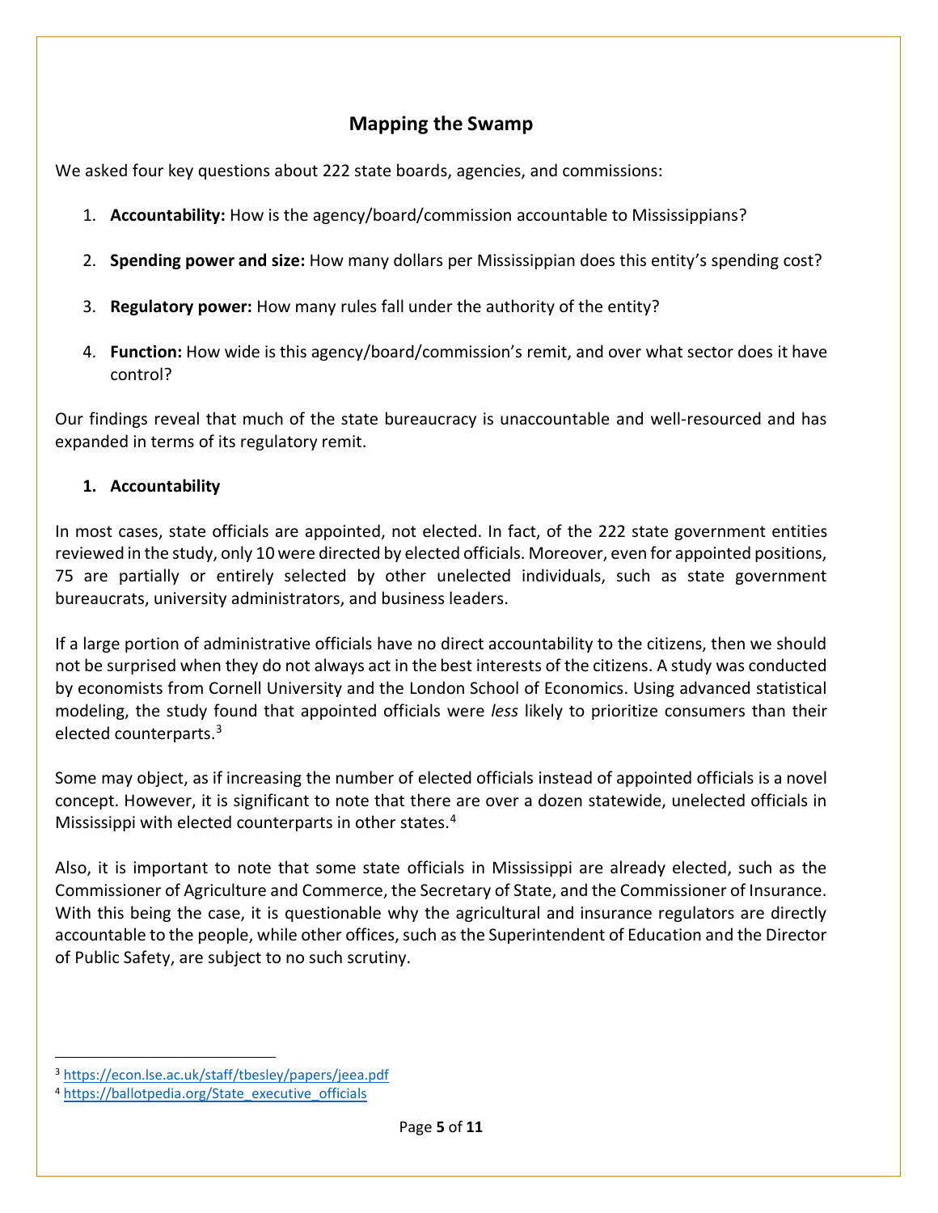## Mapping the Swamp

We asked four key questions about 222 state boards, agencies, and commissions:

1. **Accountability:** How is the agency/board/commission accountable to Mississippians?
2. **Spending power and size:** How many dollars per Mississippian does this entity's spending cost?
3. **Regulatory power:** How many rules fall under the authority of the entity?
4. **Function:** How wide is this agency/board/commission's remit, and over what sector does it have control?

Our findings reveal that much of the state bureaucracy is unaccountable and well-resourced and has expanded in terms of its regulatory remit.

### 1. Accountability

In most cases, state officials are appointed, not elected. In fact, of the 222 state government entities reviewed in the study, only 10 were directed by elected officials. Moreover, even for appointed positions, 75 are partially or entirely selected by other unelected individuals, such as state government bureaucrats, university administrators, and business leaders.

If a large portion of administrative officials have no direct accountability to the citizens, then we should not be surprised when they do not always act in the best interests of the citizens. A study was conducted by economists from Cornell University and the London School of Economics. Using advanced statistical modeling, the study found that appointed officials were *less* likely to prioritize consumers than their elected counterparts.[3]

Some may object, as if increasing the number of elected officials instead of appointed officials is a novel concept. However, it is significant to note that there are over a dozen statewide, unelected officials in Mississippi with elected counterparts in other states.[4]

Also, it is important to note that some state officials in Mississippi are already elected, such as the Commissioner of Agriculture and Commerce, the Secretary of State, and the Commissioner of Insurance. With this being the case, it is questionable why the agricultural and insurance regulators are directly accountable to the people, while other offices, such as the Superintendent of Education and the Director of Public Safety, are subject to no such scrutiny.

---

[3] https://econ.lse.ac.uk/staff/tbesley/papers/jeea.pdf

[4] https://ballotpedia.org/State_executive_officials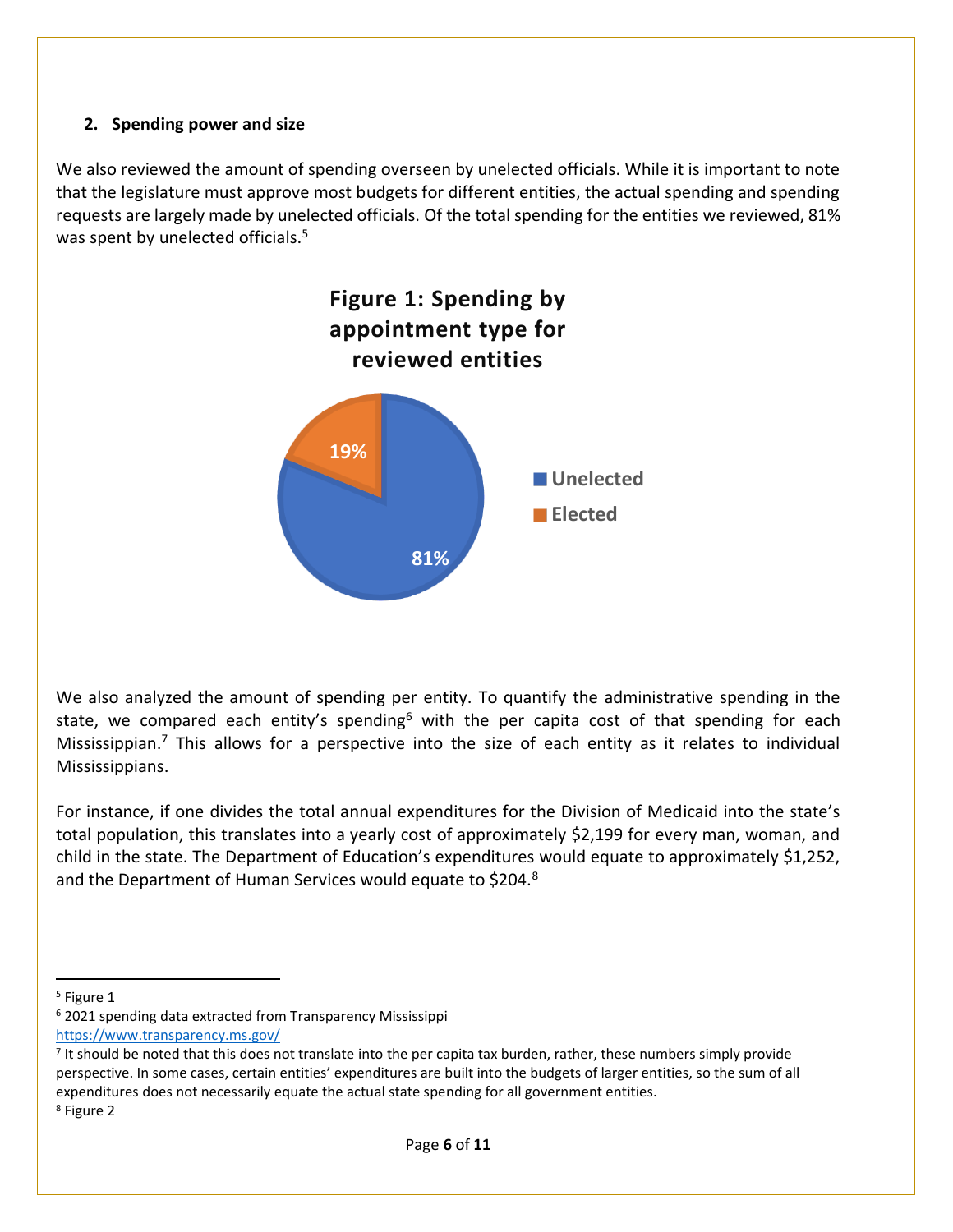## 2. Spending power and size

We also reviewed the amount of spending overseen by unelected officials. While it is important to note that the legislature must approve most budgets for different entities, the actual spending and spending requests are largely made by unelected officials. Of the total spending for the entities we reviewed, 81% was spent by unelected officials.[5]

**Figure 1: Spending by appointment type for reviewed entities**

| Appointment type | Share of spending |
| --- | --- |
| Unelected | 81% |
| Elected | 19% |

We also analyzed the amount of spending per entity. To quantify the administrative spending in the state, we compared each entity's spending[6] with the per capita cost of that spending for each Mississippian.[7] This allows for a perspective into the size of each entity as it relates to individual Mississippians.

For instance, if one divides the total annual expenditures for the Division of Medicaid into the state's total population, this translates into a yearly cost of approximately $2,199 for every man, woman, and child in the state. The Department of Education's expenditures would equate to approximately $1,252, and the Department of Human Services would equate to $204.[8]

---

[5] Figure 1

[6] 2021 spending data extracted from Transparency Mississippi https://www.transparency.ms.gov/

[7] It should be noted that this does not translate into the per capita tax burden, rather, these numbers simply provide perspective. In some cases, certain entities' expenditures are built into the budgets of larger entities, so the sum of all expenditures does not necessarily equate the actual state spending for all government entities.

[8] Figure 2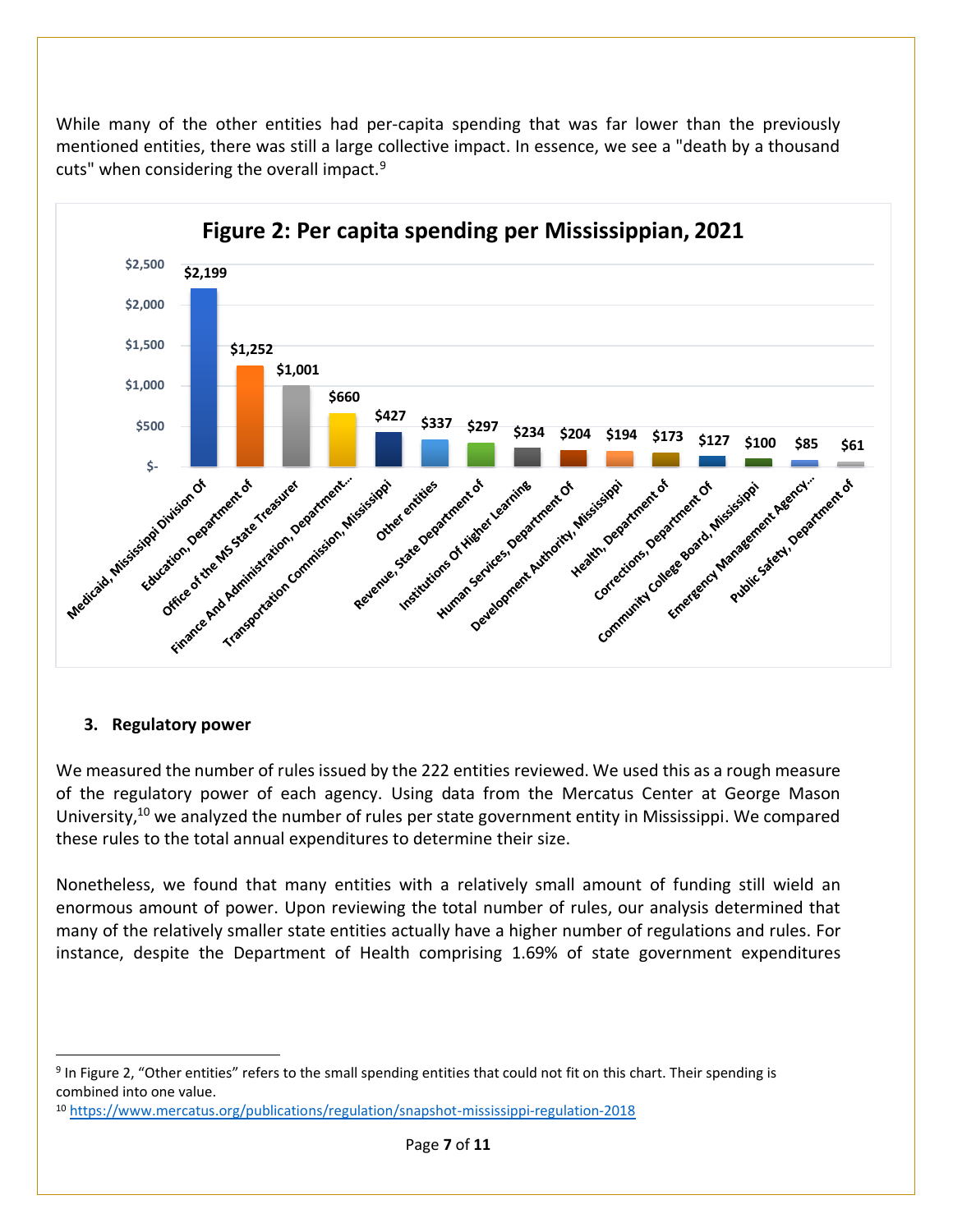While many of the other entities had per-capita spending that was far lower than the previously mentioned entities, there was still a large collective impact. In essence, we see a "death by a thousand cuts" when considering the overall impact.[9]

**Figure 2: Per capita spending per Mississippian, 2021**

| Entity | Per capita spending |
|---|---|
| Medicaid, Mississippi Division Of | $2,199 |
| Education, Department of | $1,252 |
| Office of the MS State Treasurer | $1,001 |
| Finance And Administration, Department… | $660 |
| Transportation Commission, Mississippi | $427 |
| Other entities | $337 |
| Revenue, State Department of | $297 |
| Institutions Of Higher Learning | $234 |
| Human Services, Department Of | $204 |
| Development Authority, Mississippi | $194 |
| Health, Department of | $173 |
| Corrections, Department Of | $127 |
| Community College Board, Mississippi | $100 |
| Emergency Management Agency… | $85 |
| Public Safety, Department of | $61 |

3. **Regulatory power**

We measured the number of rules issued by the 222 entities reviewed. We used this as a rough measure of the regulatory power of each agency. Using data from the Mercatus Center at George Mason University,[10] we analyzed the number of rules per state government entity in Mississippi. We compared these rules to the total annual expenditures to determine their size.

Nonetheless, we found that many entities with a relatively small amount of funding still wield an enormous amount of power. Upon reviewing the total number of rules, our analysis determined that many of the relatively smaller state entities actually have a higher number of regulations and rules. For instance, despite the Department of Health comprising 1.69% of state government expenditures

---

[9] In Figure 2, "Other entities" refers to the small spending entities that could not fit on this chart. Their spending is combined into one value.

[10] https://www.mercatus.org/publications/regulation/snapshot-mississippi-regulation-2018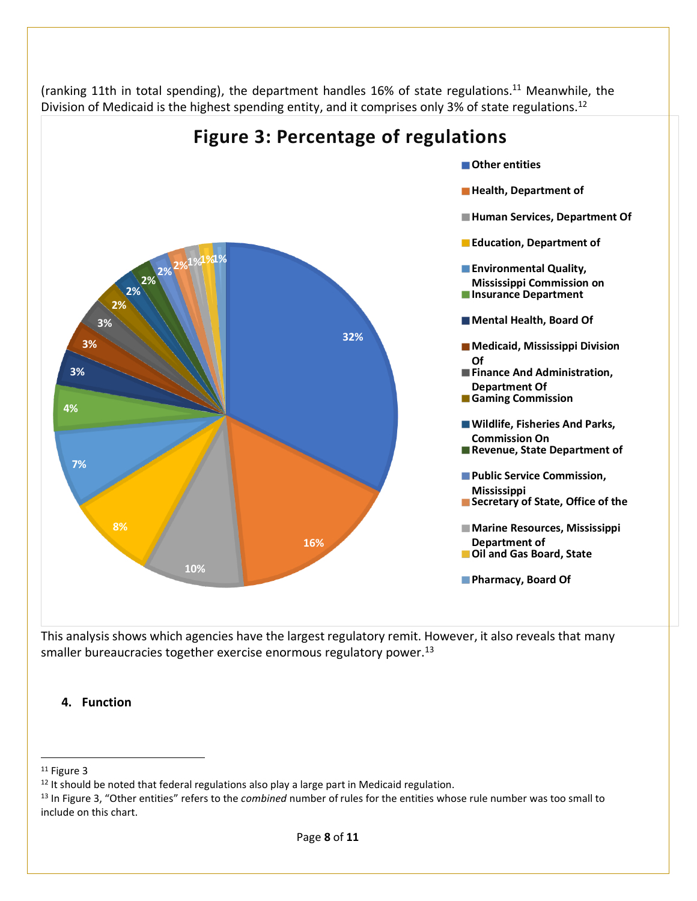(ranking 11th in total spending), the department handles 16% of state regulations.[11] Meanwhile, the Division of Medicaid is the highest spending entity, and it comprises only 3% of state regulations.[12]

**Figure 3: Percentage of regulations**

| Entity | Percentage |
|---|---|
| Other entities | 32% |
| Health, Department of | 16% |
| Human Services, Department Of | 10% |
| Education, Department of | 8% |
| Environmental Quality, Mississippi Commission on | 7% |
| Insurance Department | 4% |
| Mental Health, Board Of | 3% |
| Medicaid, Mississippi Division Of | 3% |
| Finance And Administration, Department Of | 3% |
| Gaming Commission | 2% |
| Wildlife, Fisheries And Parks, Commission On | 2% |
| Revenue, State Department of | 2% |
| Public Service Commission, Mississippi | 2% |
| Secretary of State, Office of the | 2% |
| Marine Resources, Mississippi Department of | 1% |
| Oil and Gas Board, State | 1% |
| Pharmacy, Board Of | 1% |

This analysis shows which agencies have the largest regulatory remit. However, it also reveals that many smaller bureaucracies together exercise enormous regulatory power.[13]

### 4. Function

---

[11] Figure 3

[12] It should be noted that federal regulations also play a large part in Medicaid regulation.

[13] In Figure 3, "Other entities" refers to the *combined* number of rules for the entities whose rule number was too small to include on this chart.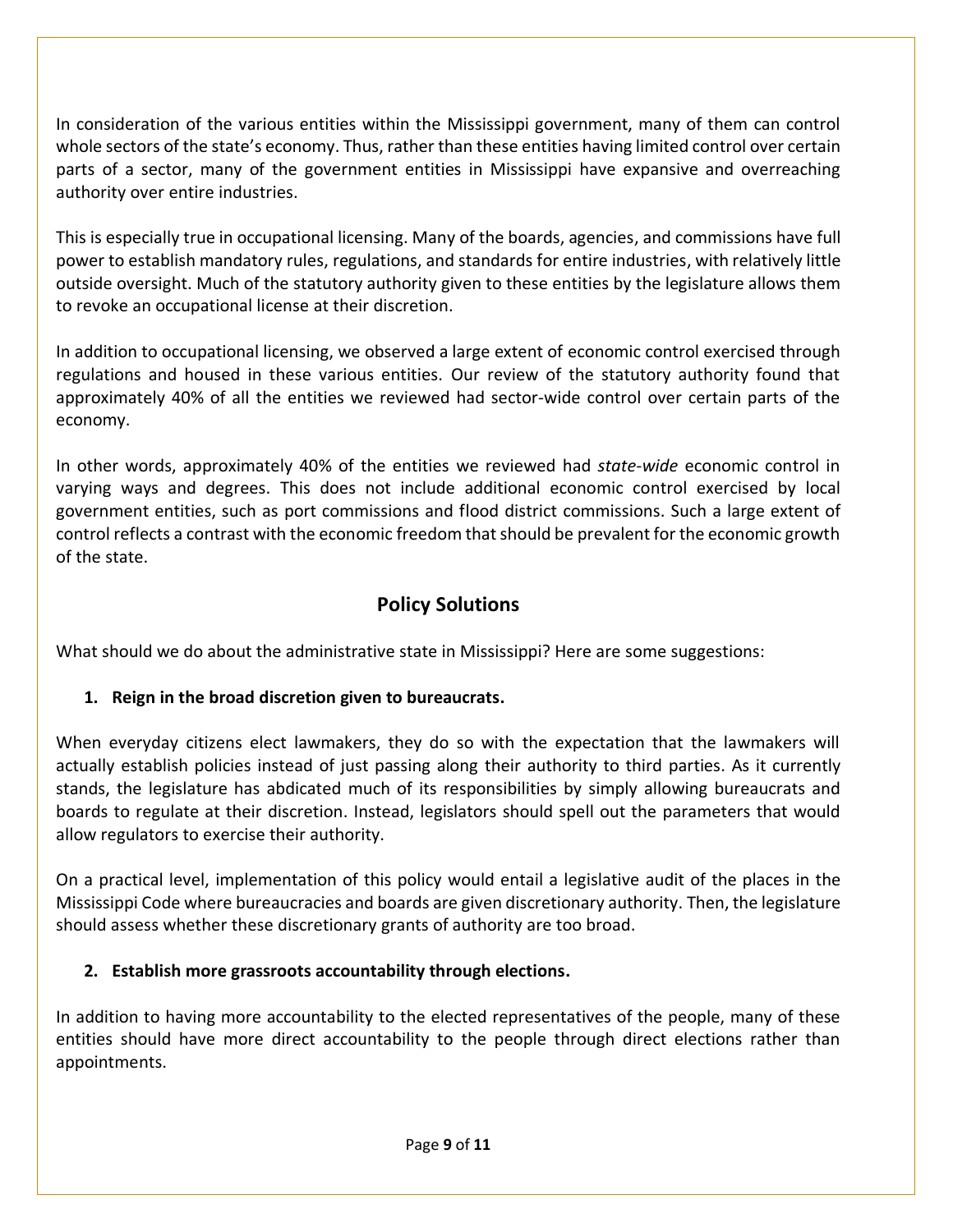In consideration of the various entities within the Mississippi government, many of them can control whole sectors of the state's economy. Thus, rather than these entities having limited control over certain parts of a sector, many of the government entities in Mississippi have expansive and overreaching authority over entire industries.

This is especially true in occupational licensing. Many of the boards, agencies, and commissions have full power to establish mandatory rules, regulations, and standards for entire industries, with relatively little outside oversight. Much of the statutory authority given to these entities by the legislature allows them to revoke an occupational license at their discretion.

In addition to occupational licensing, we observed a large extent of economic control exercised through regulations and housed in these various entities. Our review of the statutory authority found that approximately 40% of all the entities we reviewed had sector-wide control over certain parts of the economy.

In other words, approximately 40% of the entities we reviewed had *state-wide* economic control in varying ways and degrees. This does not include additional economic control exercised by local government entities, such as port commissions and flood district commissions. Such a large extent of control reflects a contrast with the economic freedom that should be prevalent for the economic growth of the state.

## Policy Solutions

What should we do about the administrative state in Mississippi? Here are some suggestions:

### 1. Reign in the broad discretion given to bureaucrats.

When everyday citizens elect lawmakers, they do so with the expectation that the lawmakers will actually establish policies instead of just passing along their authority to third parties. As it currently stands, the legislature has abdicated much of its responsibilities by simply allowing bureaucrats and boards to regulate at their discretion. Instead, legislators should spell out the parameters that would allow regulators to exercise their authority.

On a practical level, implementation of this policy would entail a legislative audit of the places in the Mississippi Code where bureaucracies and boards are given discretionary authority. Then, the legislature should assess whether these discretionary grants of authority are too broad.

### 2. Establish more grassroots accountability through elections.

In addition to having more accountability to the elected representatives of the people, many of these entities should have more direct accountability to the people through direct elections rather than appointments.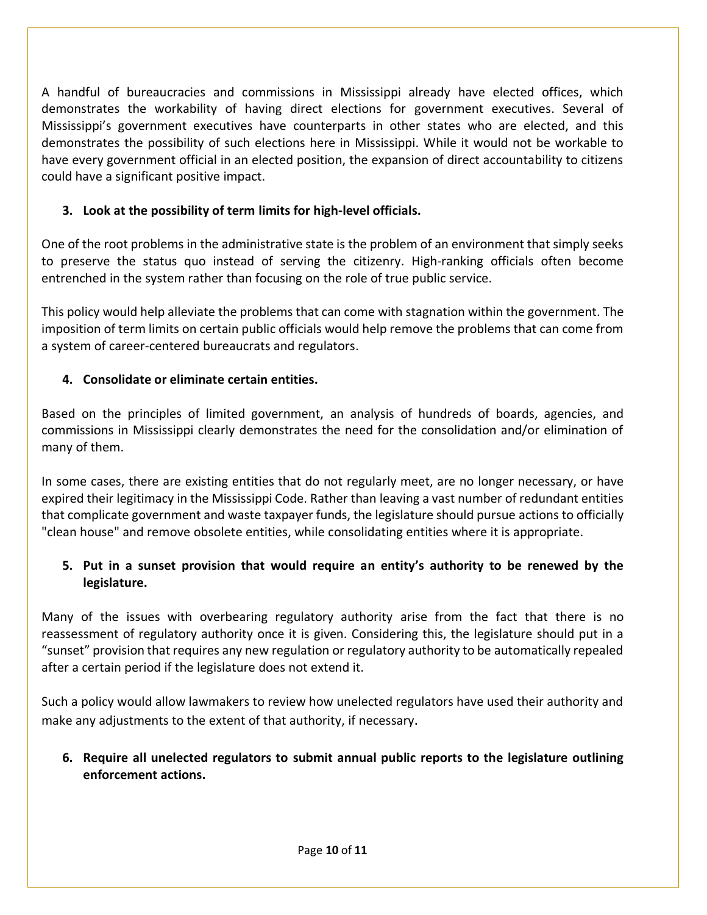A handful of bureaucracies and commissions in Mississippi already have elected offices, which demonstrates the workability of having direct elections for government executives. Several of Mississippi's government executives have counterparts in other states who are elected, and this demonstrates the possibility of such elections here in Mississippi. While it would not be workable to have every government official in an elected position, the expansion of direct accountability to citizens could have a significant positive impact.

3. **Look at the possibility of term limits for high-level officials.**

One of the root problems in the administrative state is the problem of an environment that simply seeks to preserve the status quo instead of serving the citizenry. High-ranking officials often become entrenched in the system rather than focusing on the role of true public service.

This policy would help alleviate the problems that can come with stagnation within the government. The imposition of term limits on certain public officials would help remove the problems that can come from a system of career-centered bureaucrats and regulators.

4. **Consolidate or eliminate certain entities.**

Based on the principles of limited government, an analysis of hundreds of boards, agencies, and commissions in Mississippi clearly demonstrates the need for the consolidation and/or elimination of many of them.

In some cases, there are existing entities that do not regularly meet, are no longer necessary, or have expired their legitimacy in the Mississippi Code. Rather than leaving a vast number of redundant entities that complicate government and waste taxpayer funds, the legislature should pursue actions to officially "clean house" and remove obsolete entities, while consolidating entities where it is appropriate.

5. **Put in a sunset provision that would require an entity's authority to be renewed by the legislature.**

Many of the issues with overbearing regulatory authority arise from the fact that there is no reassessment of regulatory authority once it is given. Considering this, the legislature should put in a "sunset" provision that requires any new regulation or regulatory authority to be automatically repealed after a certain period if the legislature does not extend it.

Such a policy would allow lawmakers to review how unelected regulators have used their authority and make any adjustments to the extent of that authority, if necessary.

6. **Require all unelected regulators to submit annual public reports to the legislature outlining enforcement actions.**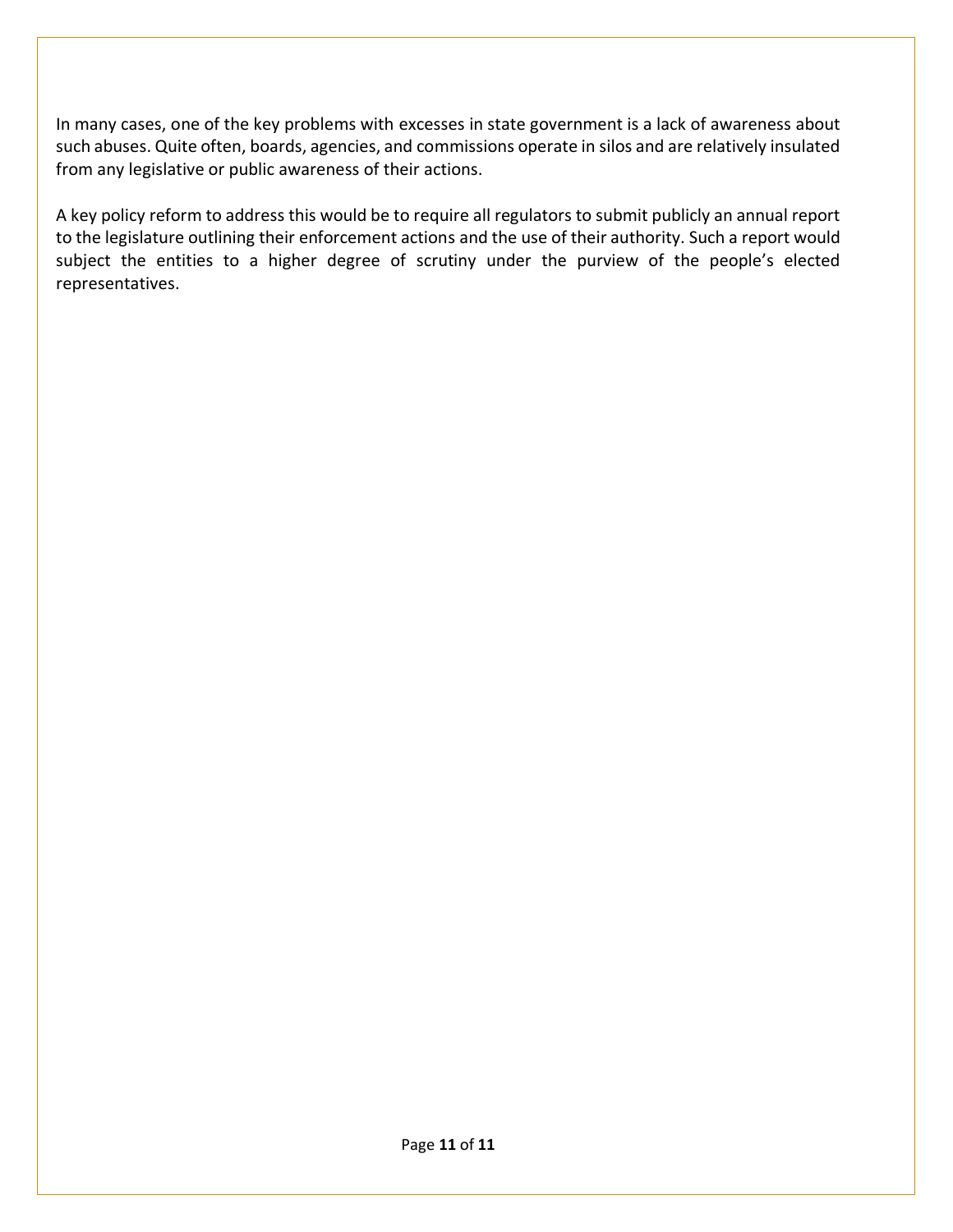In many cases, one of the key problems with excesses in state government is a lack of awareness about such abuses. Quite often, boards, agencies, and commissions operate in silos and are relatively insulated from any legislative or public awareness of their actions.

A key policy reform to address this would be to require all regulators to submit publicly an annual report to the legislature outlining their enforcement actions and the use of their authority. Such a report would subject the entities to a higher degree of scrutiny under the purview of the people's elected representatives.